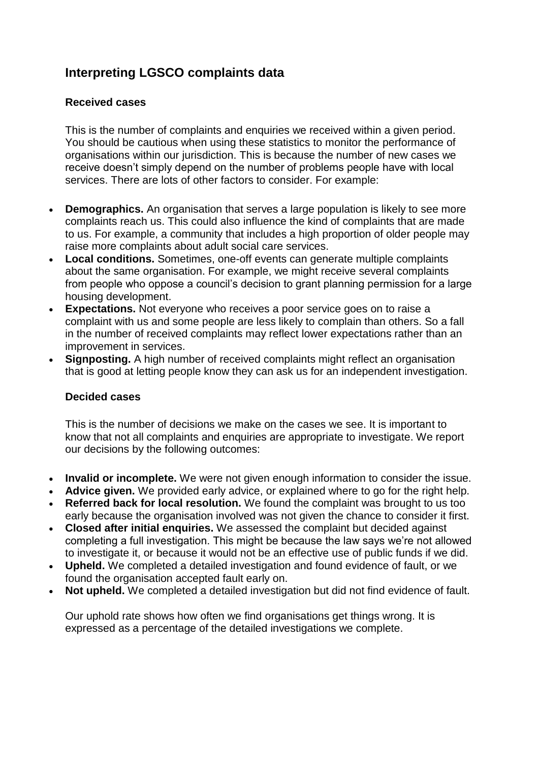# Interpreting LGSCO complaints data

## Received cases

This is the number of complaints and enquiries we received within a given period. You should be cautious when using these statistics to monitor the performance of organisations within our jurisdiction. This is because the number of new cases we receive doesn't simply depend on the number of problems people have with local services. There are lots of other factors to consider. For example:

- **Demographics.** An organisation that serves a large population is likely to see more complaints reach us. This could also influence the kind of complaints that are made to us. For example, a community that includes a high proportion of older people may raise more complaints about adult social care services.
- **Local conditions.** Sometimes, one-off events can generate multiple complaints about the same organisation. For example, we might receive several complaints from people who oppose a council's decision to grant planning permission for a large housing development.
- **Expectations.** Not everyone who receives a poor service goes on to raise a complaint with us and some people are less likely to complain than others. So a fall in the number of received complaints may reflect lower expectations rather than an improvement in services.
- **Signposting.** A high number of received complaints might reflect an organisation that is good at letting people know they can ask us for an independent investigation.

## Decided cases

This is the number of decisions we make on the cases we see. It is important to know that not all complaints and enquiries are appropriate to investigate. We report our decisions by the following outcomes:

- **Invalid or incomplete.** We were not given enough information to consider the issue.
- **Advice given.** We provided early advice, or explained where to go for the right help.
- **Referred back for local resolution.** We found the complaint was brought to us too early because the organisation involved was not given the chance to consider it first.
- **Closed after initial enquiries.** We assessed the complaint but decided against completing a full investigation. This might be because the law says we're not allowed to investigate it, or because it would not be an effective use of public funds if we did.
- **Upheld.** We completed a detailed investigation and found evidence of fault, or we found the organisation accepted fault early on.
- **Not upheld.** We completed a detailed investigation but did not find evidence of fault.

Our uphold rate shows how often we find organisations get things wrong. It is expressed as a percentage of the detailed investigations we complete.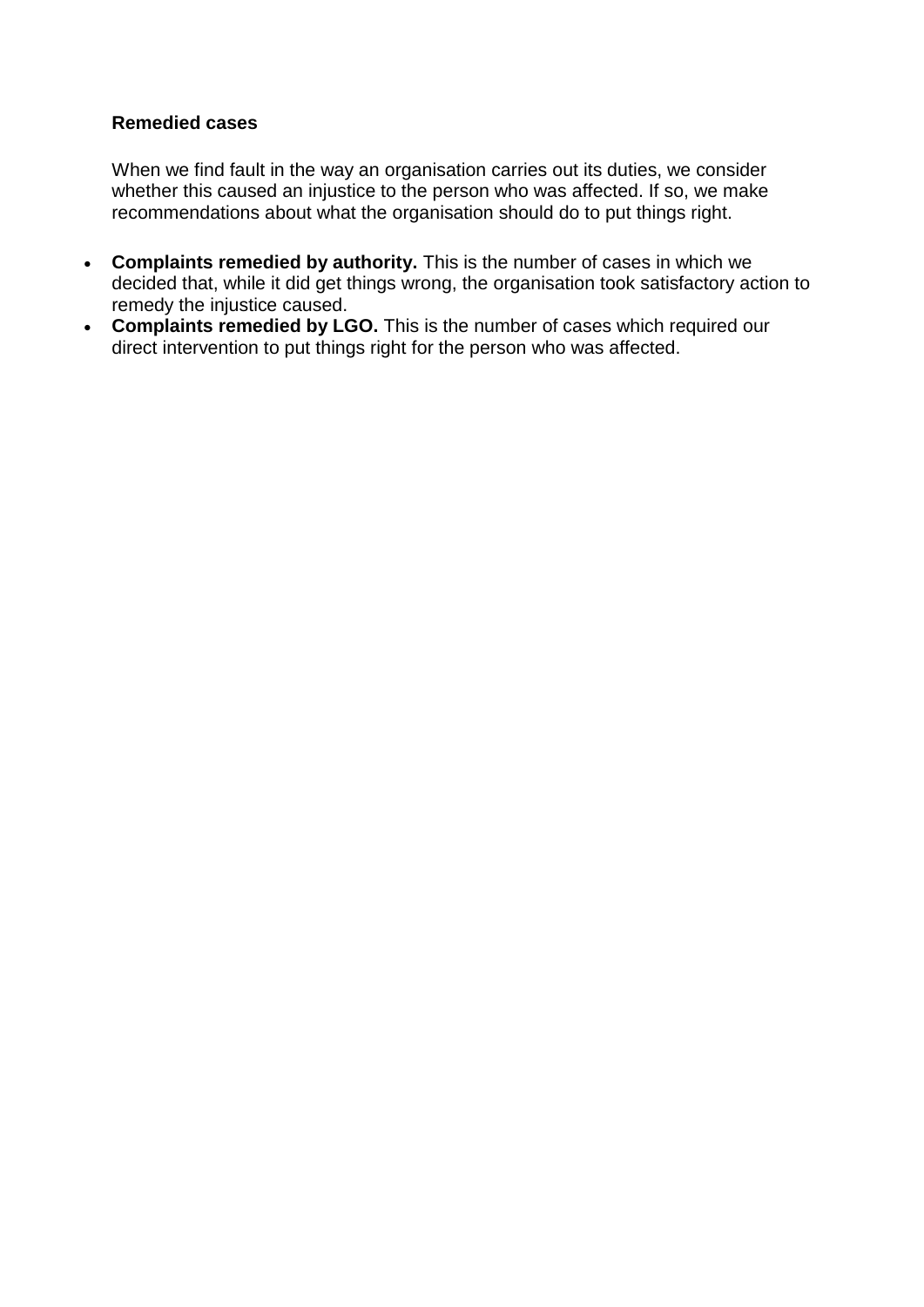**Remedied cases**

When we find fault in the way an organisation carries out its duties, we consider whether this caused an injustice to the person who was affected. If so, we make recommendations about what the organisation should do to put things right.

- **Complaints remedied by authority.** This is the number of cases in which we decided that, while it did get things wrong, the organisation took satisfactory action to remedy the injustice caused.
- **Complaints remedied by LGO.** This is the number of cases which required our direct intervention to put things right for the person who was affected.